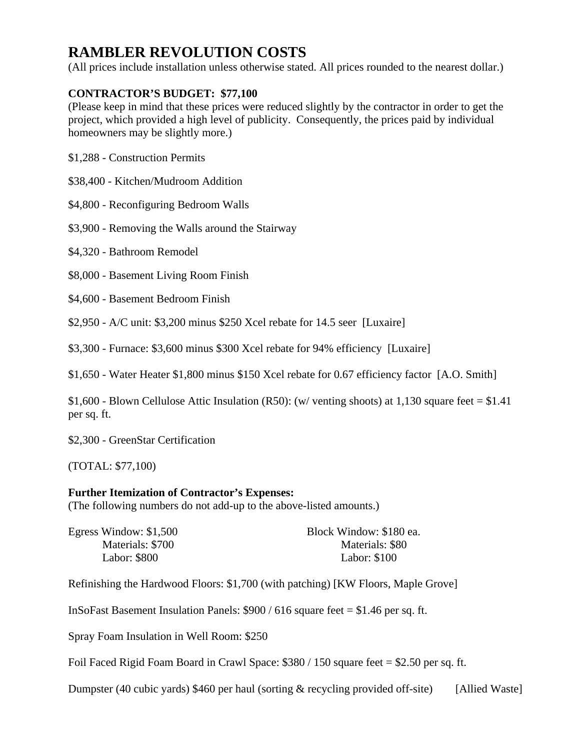# RAMBLER REVOLUTION COSTS

(All prices include installation unless otherwise stated. All prices rounded to the nearest dollar.)

**CONTRACTOR'S BUDGET: $77,100**

(Please keep in mind that these prices were reduced slightly by the contractor in order to get the project, which provided a high level of publicity. Consequently, the prices paid by individual homeowners may be slightly more.)

$1,288 - Construction Permits

$38,400 - Kitchen/Mudroom Addition

$4,800 - Reconfiguring Bedroom Walls

$3,900 - Removing the Walls around the Stairway

$4,320 - Bathroom Remodel

$8,000 - Basement Living Room Finish

$4,600 - Basement Bedroom Finish

$2,950 - A/C unit: $3,200 minus $250 Xcel rebate for 14.5 seer [Luxaire]

$3,300 - Furnace: $3,600 minus $300 Xcel rebate for 94% efficiency [Luxaire]

$1,650 - Water Heater $1,800 minus $150 Xcel rebate for 0.67 efficiency factor [A.O. Smith]

$1,600 - Blown Cellulose Attic Insulation (R50): (w/ venting shoots) at 1,130 square feet = $1.41 per sq. ft.

$2,300 - GreenStar Certification

(TOTAL: $77,100)

**Further Itemization of Contractor's Expenses:**

(The following numbers do not add-up to the above-listed amounts.)

Egress Window: $1,500
- Materials: $700
- Labor: $800

Block Window: $180 ea.
- Materials: $80
- Labor: $100

Refinishing the Hardwood Floors: $1,700 (with patching) [KW Floors, Maple Grove]

InSoFast Basement Insulation Panels: $900 / 616 square feet = $1.46 per sq. ft.

Spray Foam Insulation in Well Room: $250

Foil Faced Rigid Foam Board in Crawl Space: $380 / 150 square feet = $2.50 per sq. ft.

Dumpster (40 cubic yards) $460 per haul (sorting & recycling provided off-site) [Allied Waste]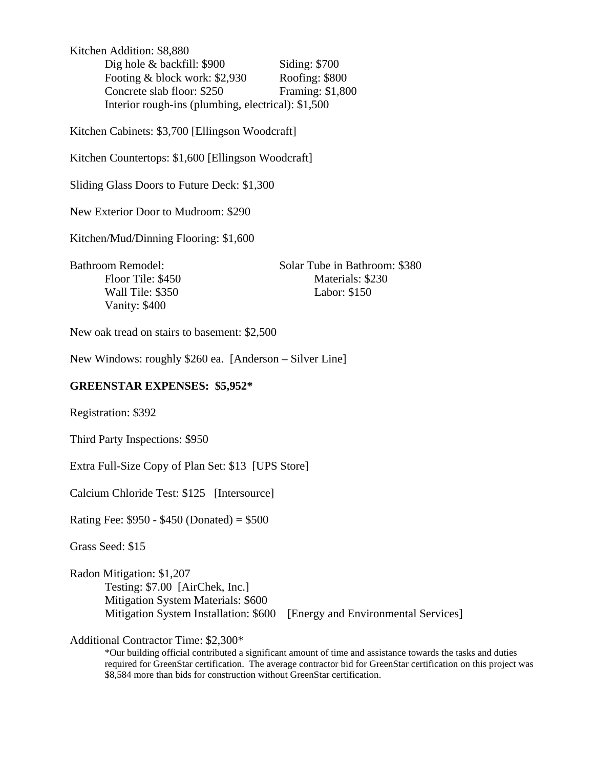Kitchen Addition: $8,880

- Dig hole & backfill: $900
- Footing & block work: $2,930
- Concrete slab floor: $250
- Interior rough-ins (plumbing, electrical): $1,500
- Siding: $700
- Roofing: $800
- Framing: $1,800

Kitchen Cabinets: $3,700 [Ellingson Woodcraft]

Kitchen Countertops: $1,600 [Ellingson Woodcraft]

Sliding Glass Doors to Future Deck: $1,300

New Exterior Door to Mudroom: $290

Kitchen/Mud/Dinning Flooring: $1,600

Bathroom Remodel:

- Floor Tile: $450
- Wall Tile: $350
- Vanity: $400

Solar Tube in Bathroom: $380

- Materials: $230
- Labor: $150

New oak tread on stairs to basement: $2,500

New Windows: roughly $260 ea. [Anderson – Silver Line]

**GREENSTAR EXPENSES: $5,952***

Registration: $392

Third Party Inspections: $950

Extra Full-Size Copy of Plan Set: $13 [UPS Store]

Calcium Chloride Test: $125 [Intersource]

Rating Fee: $950 - $450 (Donated) = $500

Grass Seed: $15

Radon Mitigation: $1,207

- Testing: $7.00 [AirChek, Inc.]
- Mitigation System Materials: $600
- Mitigation System Installation: $600 [Energy and Environmental Services]

Additional Contractor Time: $2,300*

*Our building official contributed a significant amount of time and assistance towards the tasks and duties required for GreenStar certification. The average contractor bid for GreenStar certification on this project was $8,584 more than bids for construction without GreenStar certification.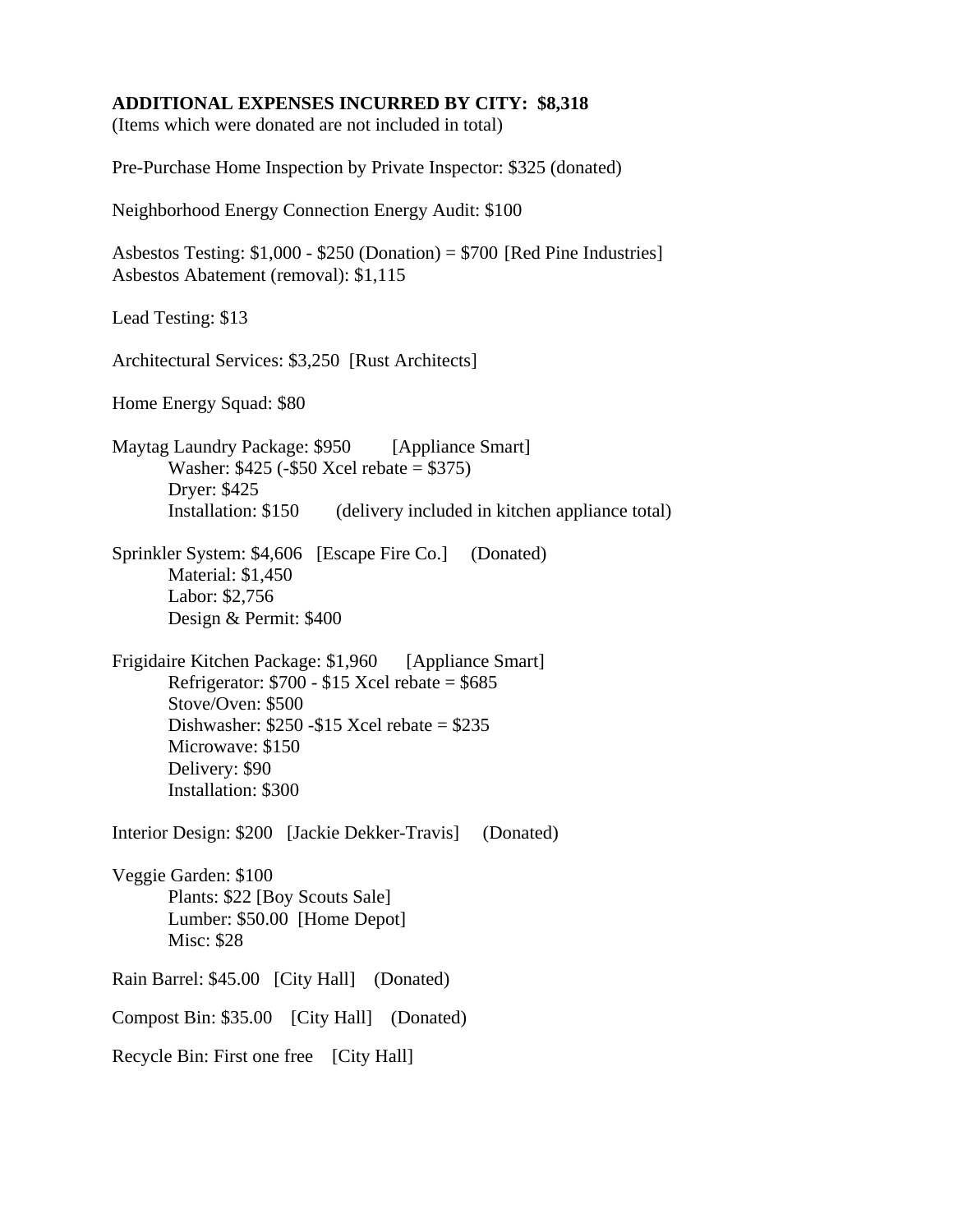**ADDITIONAL EXPENSES INCURRED BY CITY: $8,318**
(Items which were donated are not included in total)

Pre-Purchase Home Inspection by Private Inspector: $325 (donated)

Neighborhood Energy Connection Energy Audit: $100

Asbestos Testing: $1,000 - $250 (Donation) = $700 [Red Pine Industries]
Asbestos Abatement (removal): $1,115

Lead Testing: $13

Architectural Services: $3,250 [Rust Architects]

Home Energy Squad: $80

Maytag Laundry Package: $950 [Appliance Smart]
- Washer: $425 (-$50 Xcel rebate = $375)
- Dryer: $425
- Installation: $150 (delivery included in kitchen appliance total)

Sprinkler System: $4,606 [Escape Fire Co.] (Donated)
- Material: $1,450
- Labor: $2,756
- Design & Permit: $400

Frigidaire Kitchen Package: $1,960 [Appliance Smart]
- Refrigerator: $700 - $15 Xcel rebate = $685
- Stove/Oven: $500
- Dishwasher: $250 -$15 Xcel rebate = $235
- Microwave: $150
- Delivery: $90
- Installation: $300

Interior Design: $200 [Jackie Dekker-Travis] (Donated)

Veggie Garden: $100
- Plants: $22 [Boy Scouts Sale]
- Lumber: $50.00 [Home Depot]
- Misc: $28

Rain Barrel: $45.00 [City Hall] (Donated)

Compost Bin: $35.00 [City Hall] (Donated)

Recycle Bin: First one free [City Hall]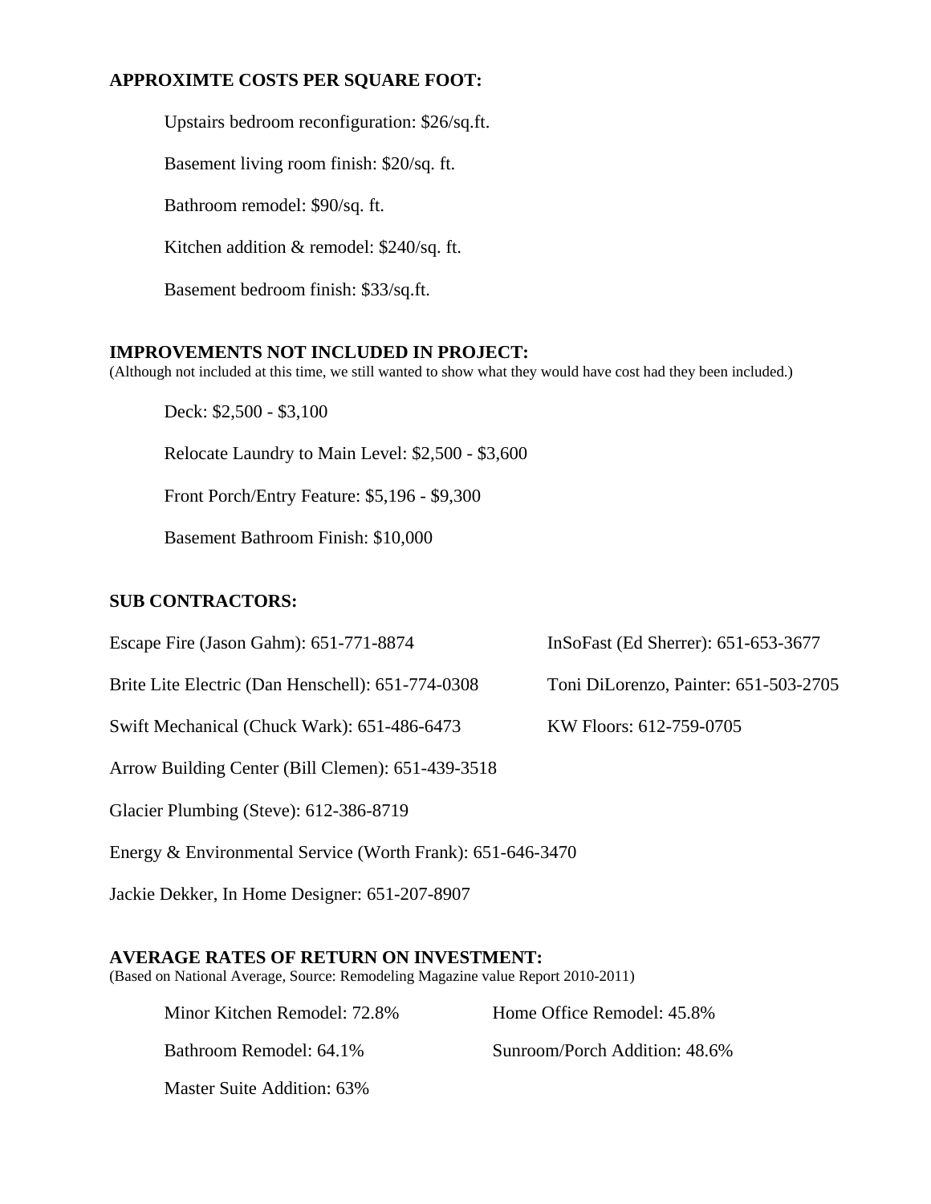**APPROXIMTE COSTS PER SQUARE FOOT:**

Upstairs bedroom reconfiguration: $26/sq.ft.

Basement living room finish: $20/sq. ft.

Bathroom remodel: $90/sq. ft.

Kitchen addition & remodel: $240/sq. ft.

Basement bedroom finish: $33/sq.ft.

**IMPROVEMENTS NOT INCLUDED IN PROJECT:**
(Although not included at this time, we still wanted to show what they would have cost had they been included.)

Deck: $2,500 - $3,100

Relocate Laundry to Main Level: $2,500 - $3,600

Front Porch/Entry Feature: $5,196 - $9,300

Basement Bathroom Finish: $10,000

**SUB CONTRACTORS:**

Escape Fire (Jason Gahm): 651-771-8874

Brite Lite Electric (Dan Henschell): 651-774-0308

Swift Mechanical (Chuck Wark): 651-486-6473

Arrow Building Center (Bill Clemen): 651-439-3518

Glacier Plumbing (Steve): 612-386-8719

Energy & Environmental Service (Worth Frank): 651-646-3470

Jackie Dekker, In Home Designer: 651-207-8907

InSoFast (Ed Sherrer): 651-653-3677

Toni DiLorenzo, Painter: 651-503-2705

KW Floors: 612-759-0705

**AVERAGE RATES OF RETURN ON INVESTMENT:**
(Based on National Average, Source: Remodeling Magazine value Report 2010-2011)

Minor Kitchen Remodel: 72.8%

Bathroom Remodel: 64.1%

Master Suite Addition: 63%

Home Office Remodel: 45.8%

Sunroom/Porch Addition: 48.6%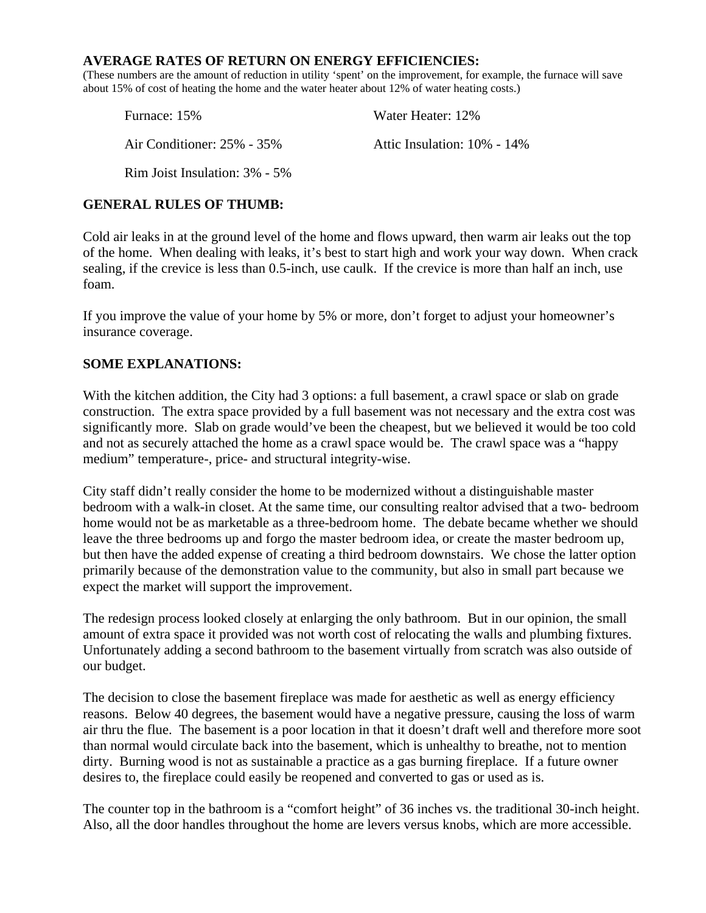**AVERAGE RATES OF RETURN ON ENERGY EFFICIENCIES:**

(These numbers are the amount of reduction in utility 'spent' on the improvement, for example, the furnace will save about 15% of cost of heating the home and the water heater about 12% of water heating costs.)

Furnace: 15%

Water Heater: 12%

Air Conditioner: 25% - 35%

Attic Insulation: 10% - 14%

Rim Joist Insulation: 3% - 5%

**GENERAL RULES OF THUMB:**

Cold air leaks in at the ground level of the home and flows upward, then warm air leaks out the top of the home. When dealing with leaks, it's best to start high and work your way down. When crack sealing, if the crevice is less than 0.5-inch, use caulk. If the crevice is more than half an inch, use foam.

If you improve the value of your home by 5% or more, don't forget to adjust your homeowner's insurance coverage.

**SOME EXPLANATIONS:**

With the kitchen addition, the City had 3 options: a full basement, a crawl space or slab on grade construction. The extra space provided by a full basement was not necessary and the extra cost was significantly more. Slab on grade would've been the cheapest, but we believed it would be too cold and not as securely attached the home as a crawl space would be. The crawl space was a "happy medium" temperature-, price- and structural integrity-wise.

City staff didn't really consider the home to be modernized without a distinguishable master bedroom with a walk-in closet. At the same time, our consulting realtor advised that a two- bedroom home would not be as marketable as a three-bedroom home. The debate became whether we should leave the three bedrooms up and forgo the master bedroom idea, or create the master bedroom up, but then have the added expense of creating a third bedroom downstairs. We chose the latter option primarily because of the demonstration value to the community, but also in small part because we expect the market will support the improvement.

The redesign process looked closely at enlarging the only bathroom. But in our opinion, the small amount of extra space it provided was not worth cost of relocating the walls and plumbing fixtures. Unfortunately adding a second bathroom to the basement virtually from scratch was also outside of our budget.

The decision to close the basement fireplace was made for aesthetic as well as energy efficiency reasons. Below 40 degrees, the basement would have a negative pressure, causing the loss of warm air thru the flue. The basement is a poor location in that it doesn't draft well and therefore more soot than normal would circulate back into the basement, which is unhealthy to breathe, not to mention dirty. Burning wood is not as sustainable a practice as a gas burning fireplace. If a future owner desires to, the fireplace could easily be reopened and converted to gas or used as is.

The counter top in the bathroom is a "comfort height" of 36 inches vs. the traditional 30-inch height. Also, all the door handles throughout the home are levers versus knobs, which are more accessible.